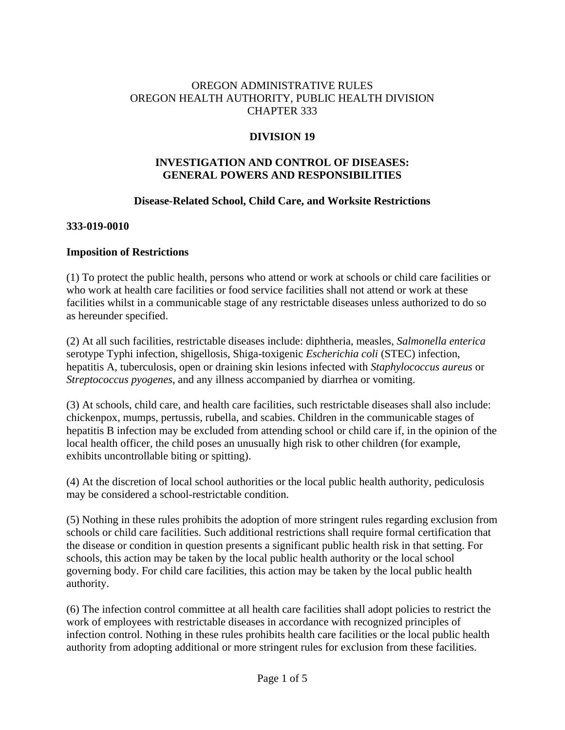OREGON ADMINISTRATIVE RULES
OREGON HEALTH AUTHORITY, PUBLIC HEALTH DIVISION
CHAPTER 333

# DIVISION 19

## INVESTIGATION AND CONTROL OF DISEASES: GENERAL POWERS AND RESPONSIBILITIES

### Disease-Related School, Child Care, and Worksite Restrictions

**333-019-0010**

**Imposition of Restrictions**

(1) To protect the public health, persons who attend or work at schools or child care facilities or who work at health care facilities or food service facilities shall not attend or work at these facilities whilst in a communicable stage of any restrictable diseases unless authorized to do so as hereunder specified.

(2) At all such facilities, restrictable diseases include: diphtheria, measles, *Salmonella enterica* serotype Typhi infection, shigellosis, Shiga-toxigenic *Escherichia coli* (STEC) infection, hepatitis A, tuberculosis, open or draining skin lesions infected with *Staphylococcus aureus* or *Streptococcus pyogenes*, and any illness accompanied by diarrhea or vomiting.

(3) At schools, child care, and health care facilities, such restrictable diseases shall also include: chickenpox, mumps, pertussis, rubella, and scabies. Children in the communicable stages of hepatitis B infection may be excluded from attending school or child care if, in the opinion of the local health officer, the child poses an unusually high risk to other children (for example, exhibits uncontrollable biting or spitting).

(4) At the discretion of local school authorities or the local public health authority, pediculosis may be considered a school-restrictable condition.

(5) Nothing in these rules prohibits the adoption of more stringent rules regarding exclusion from schools or child care facilities. Such additional restrictions shall require formal certification that the disease or condition in question presents a significant public health risk in that setting. For schools, this action may be taken by the local public health authority or the local school governing body. For child care facilities, this action may be taken by the local public health authority.

(6) The infection control committee at all health care facilities shall adopt policies to restrict the work of employees with restrictable diseases in accordance with recognized principles of infection control. Nothing in these rules prohibits health care facilities or the local public health authority from adopting additional or more stringent rules for exclusion from these facilities.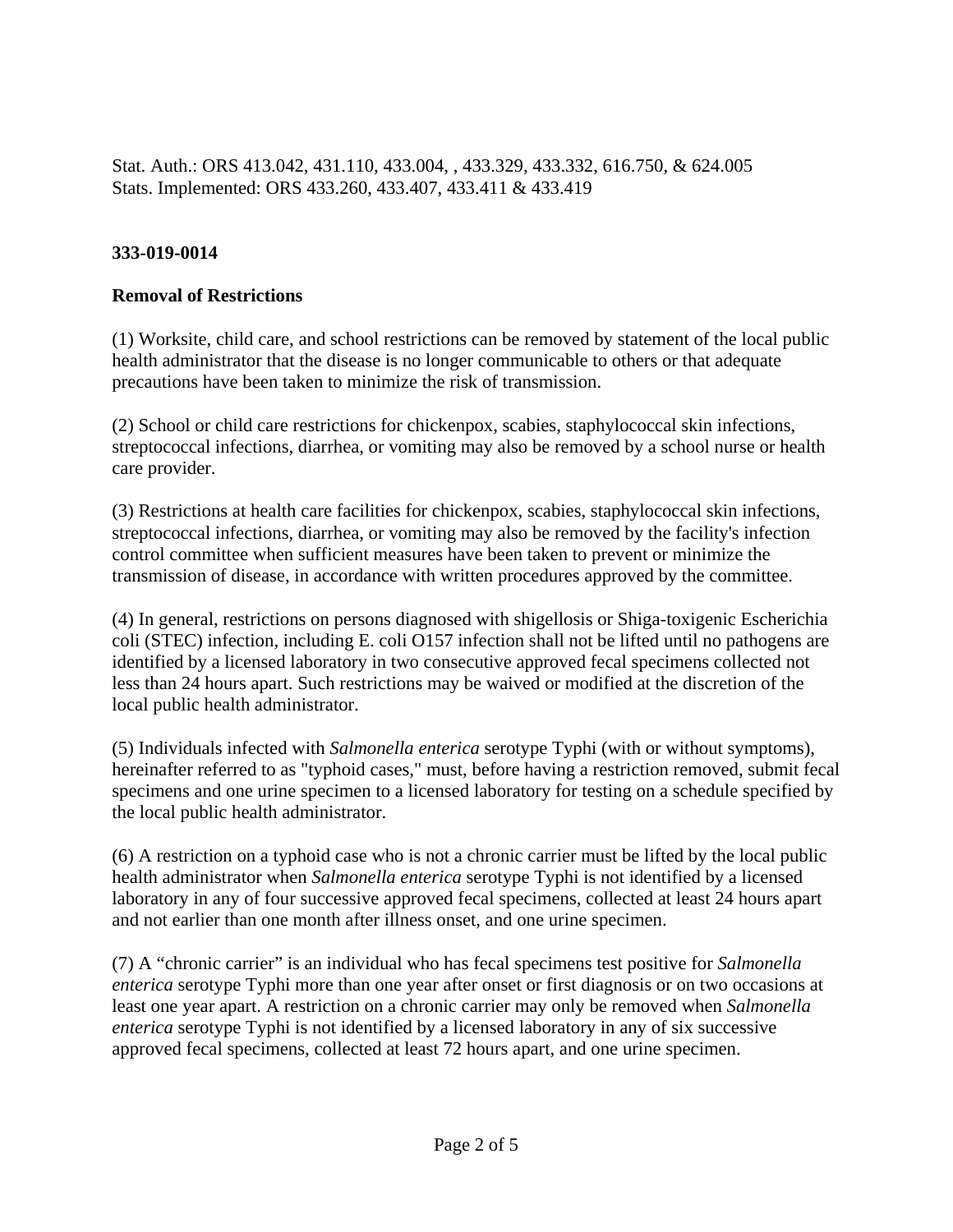Stat. Auth.: ORS 413.042, 431.110, 433.004, , 433.329, 433.332, 616.750, & 624.005
Stats. Implemented: ORS 433.260, 433.407, 433.411 & 433.419

**333-019-0014**

**Removal of Restrictions**

(1) Worksite, child care, and school restrictions can be removed by statement of the local public health administrator that the disease is no longer communicable to others or that adequate precautions have been taken to minimize the risk of transmission.

(2) School or child care restrictions for chickenpox, scabies, staphylococcal skin infections, streptococcal infections, diarrhea, or vomiting may also be removed by a school nurse or health care provider.

(3) Restrictions at health care facilities for chickenpox, scabies, staphylococcal skin infections, streptococcal infections, diarrhea, or vomiting may also be removed by the facility's infection control committee when sufficient measures have been taken to prevent or minimize the transmission of disease, in accordance with written procedures approved by the committee.

(4) In general, restrictions on persons diagnosed with shigellosis or Shiga-toxigenic Escherichia coli (STEC) infection, including E. coli O157 infection shall not be lifted until no pathogens are identified by a licensed laboratory in two consecutive approved fecal specimens collected not less than 24 hours apart. Such restrictions may be waived or modified at the discretion of the local public health administrator.

(5) Individuals infected with *Salmonella enterica* serotype Typhi (with or without symptoms), hereinafter referred to as "typhoid cases," must, before having a restriction removed, submit fecal specimens and one urine specimen to a licensed laboratory for testing on a schedule specified by the local public health administrator.

(6) A restriction on a typhoid case who is not a chronic carrier must be lifted by the local public health administrator when *Salmonella enterica* serotype Typhi is not identified by a licensed laboratory in any of four successive approved fecal specimens, collected at least 24 hours apart and not earlier than one month after illness onset, and one urine specimen.

(7) A "chronic carrier" is an individual who has fecal specimens test positive for *Salmonella enterica* serotype Typhi more than one year after onset or first diagnosis or on two occasions at least one year apart. A restriction on a chronic carrier may only be removed when *Salmonella enterica* serotype Typhi is not identified by a licensed laboratory in any of six successive approved fecal specimens, collected at least 72 hours apart, and one urine specimen.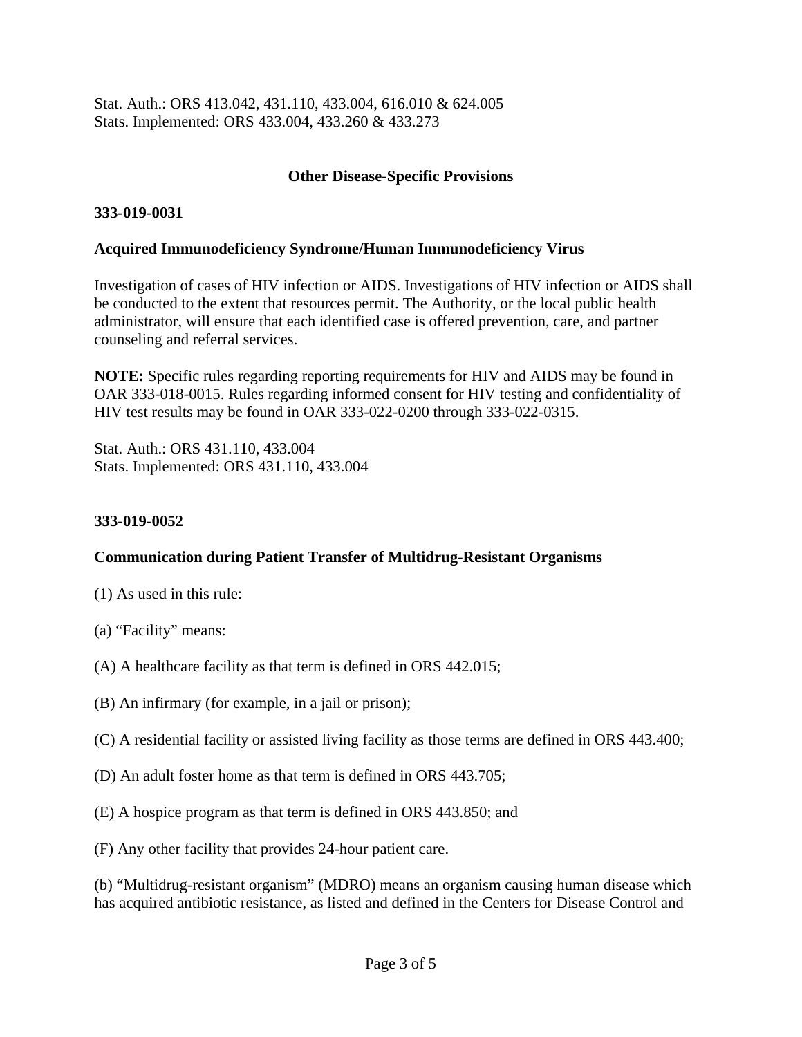Stat. Auth.: ORS 413.042, 431.110, 433.004, 616.010 & 624.005
Stats. Implemented: ORS 433.004, 433.260 & 433.273

## Other Disease-Specific Provisions

### 333-019-0031

### Acquired Immunodeficiency Syndrome/Human Immunodeficiency Virus

Investigation of cases of HIV infection or AIDS. Investigations of HIV infection or AIDS shall be conducted to the extent that resources permit. The Authority, or the local public health administrator, will ensure that each identified case is offered prevention, care, and partner counseling and referral services.

**NOTE:** Specific rules regarding reporting requirements for HIV and AIDS may be found in OAR 333-018-0015. Rules regarding informed consent for HIV testing and confidentiality of HIV test results may be found in OAR 333-022-0200 through 333-022-0315.

Stat. Auth.: ORS 431.110, 433.004
Stats. Implemented: ORS 431.110, 433.004

### 333-019-0052

### Communication during Patient Transfer of Multidrug-Resistant Organisms

(1) As used in this rule:

(a) "Facility" means:

(A) A healthcare facility as that term is defined in ORS 442.015;

(B) An infirmary (for example, in a jail or prison);

(C) A residential facility or assisted living facility as those terms are defined in ORS 443.400;

(D) An adult foster home as that term is defined in ORS 443.705;

(E) A hospice program as that term is defined in ORS 443.850; and

(F) Any other facility that provides 24-hour patient care.

(b) "Multidrug-resistant organism" (MDRO) means an organism causing human disease which has acquired antibiotic resistance, as listed and defined in the Centers for Disease Control and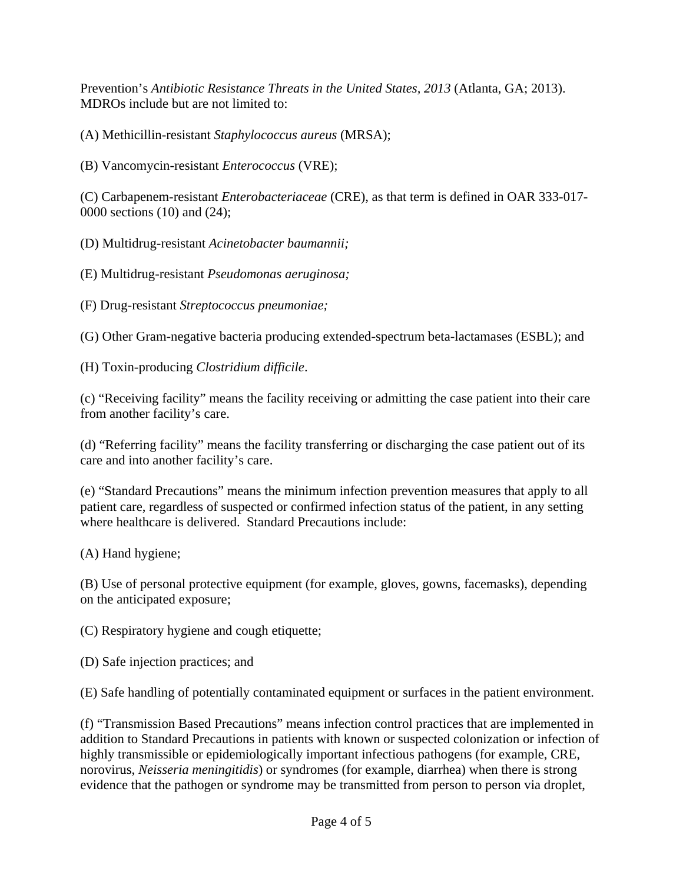Prevention's *Antibiotic Resistance Threats in the United States, 2013* (Atlanta, GA; 2013). MDROs include but are not limited to:

(A) Methicillin-resistant *Staphylococcus aureus* (MRSA);

(B) Vancomycin-resistant *Enterococcus* (VRE);

(C) Carbapenem-resistant *Enterobacteriaceae* (CRE), as that term is defined in OAR 333-017-0000 sections (10) and (24);

(D) Multidrug-resistant *Acinetobacter baumannii;*

(E) Multidrug-resistant *Pseudomonas aeruginosa;*

(F) Drug-resistant *Streptococcus pneumoniae;*

(G) Other Gram-negative bacteria producing extended-spectrum beta-lactamases (ESBL); and

(H) Toxin-producing *Clostridium difficile*.

(c) "Receiving facility" means the facility receiving or admitting the case patient into their care from another facility's care.

(d) "Referring facility" means the facility transferring or discharging the case patient out of its care and into another facility's care.

(e) "Standard Precautions" means the minimum infection prevention measures that apply to all patient care, regardless of suspected or confirmed infection status of the patient, in any setting where healthcare is delivered. Standard Precautions include:

(A) Hand hygiene;

(B) Use of personal protective equipment (for example, gloves, gowns, facemasks), depending on the anticipated exposure;

(C) Respiratory hygiene and cough etiquette;

(D) Safe injection practices; and

(E) Safe handling of potentially contaminated equipment or surfaces in the patient environment.

(f) "Transmission Based Precautions" means infection control practices that are implemented in addition to Standard Precautions in patients with known or suspected colonization or infection of highly transmissible or epidemiologically important infectious pathogens (for example, CRE, norovirus, *Neisseria meningitidis*) or syndromes (for example, diarrhea) when there is strong evidence that the pathogen or syndrome may be transmitted from person to person via droplet,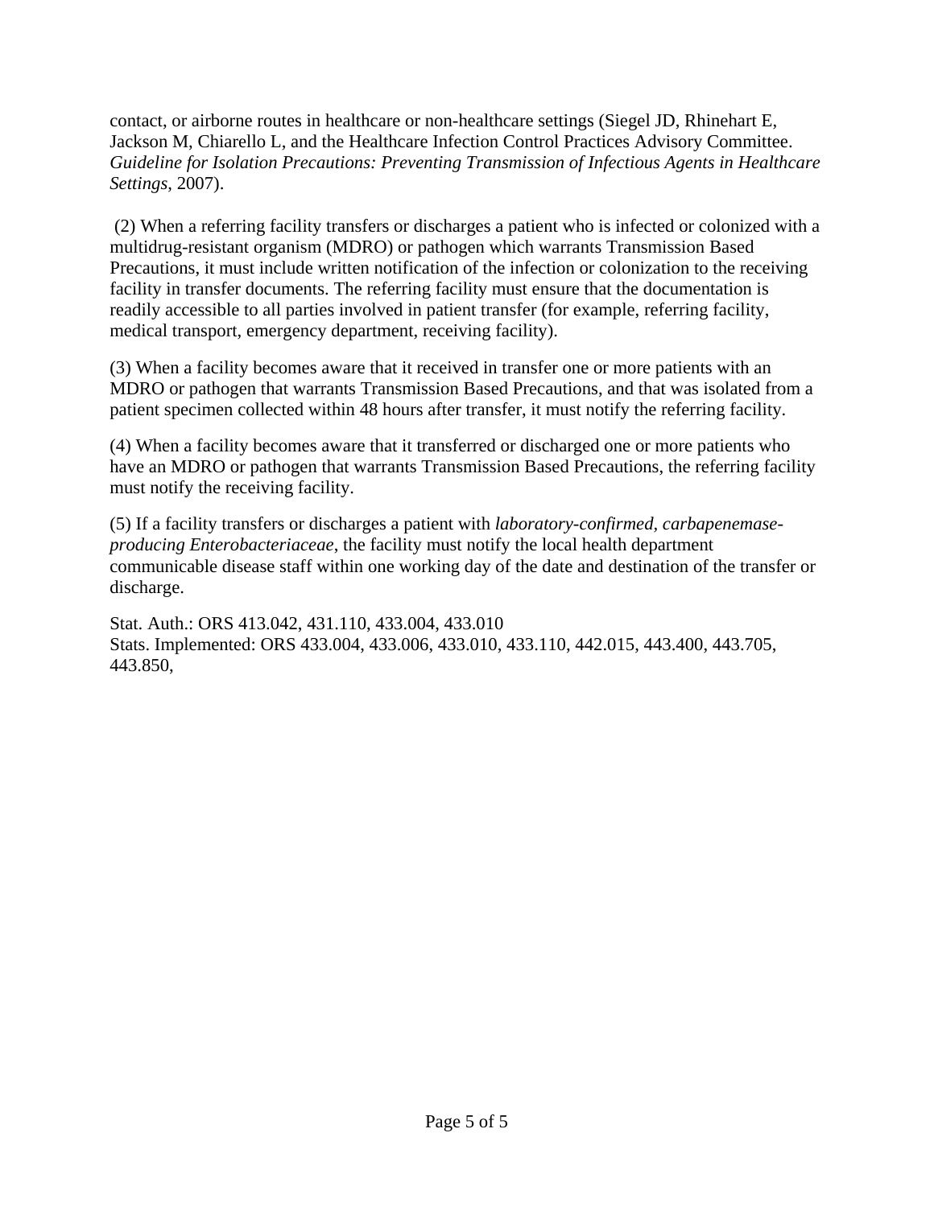contact, or airborne routes in healthcare or non-healthcare settings (Siegel JD, Rhinehart E, Jackson M, Chiarello L, and the Healthcare Infection Control Practices Advisory Committee. *Guideline for Isolation Precautions: Preventing Transmission of Infectious Agents in Healthcare Settings*, 2007).

(2) When a referring facility transfers or discharges a patient who is infected or colonized with a multidrug-resistant organism (MDRO) or pathogen which warrants Transmission Based Precautions, it must include written notification of the infection or colonization to the receiving facility in transfer documents. The referring facility must ensure that the documentation is readily accessible to all parties involved in patient transfer (for example, referring facility, medical transport, emergency department, receiving facility).

(3) When a facility becomes aware that it received in transfer one or more patients with an MDRO or pathogen that warrants Transmission Based Precautions, and that was isolated from a patient specimen collected within 48 hours after transfer, it must notify the referring facility.

(4) When a facility becomes aware that it transferred or discharged one or more patients who have an MDRO or pathogen that warrants Transmission Based Precautions, the referring facility must notify the receiving facility.

(5) If a facility transfers or discharges a patient with *laboratory-confirmed, carbapenemase-producing Enterobacteriaceae*, the facility must notify the local health department communicable disease staff within one working day of the date and destination of the transfer or discharge.

Stat. Auth.: ORS 413.042, 431.110, 433.004, 433.010
Stats. Implemented: ORS 433.004, 433.006, 433.010, 433.110, 442.015, 443.400, 443.705, 443.850,